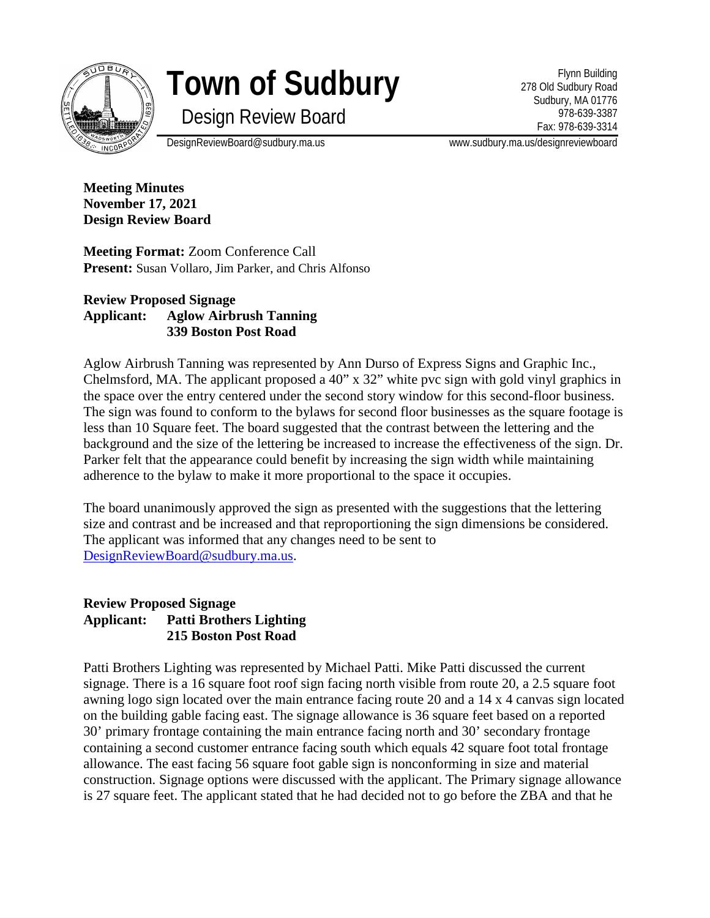# Town of Sudbury

## Design Review Board

Flynn Building
278 Old Sudbury Road
Sudbury, MA 01776
978-639-3387
Fax: 978-639-3314

DesignReviewBoard@sudbury.ma.us www.sudbury.ma.us/designreviewboard

**Meeting Minutes**
**November 17, 2021**
**Design Review Board**

**Meeting Format:** Zoom Conference Call
**Present:** Susan Vollaro, Jim Parker, and Chris Alfonso

**Review Proposed Signage**
**Applicant: Aglow Airbrush Tanning**
**339 Boston Post Road**

Aglow Airbrush Tanning was represented by Ann Durso of Express Signs and Graphic Inc., Chelmsford, MA. The applicant proposed a 40" x 32" white pvc sign with gold vinyl graphics in the space over the entry centered under the second story window for this second-floor business. The sign was found to conform to the bylaws for second floor businesses as the square footage is less than 10 Square feet. The board suggested that the contrast between the lettering and the background and the size of the lettering be increased to increase the effectiveness of the sign. Dr. Parker felt that the appearance could benefit by increasing the sign width while maintaining adherence to the bylaw to make it more proportional to the space it occupies.

The board unanimously approved the sign as presented with the suggestions that the lettering size and contrast and be increased and that reproportioning the sign dimensions be considered. The applicant was informed that any changes need to be sent to DesignReviewBoard@sudbury.ma.us.

**Review Proposed Signage**
**Applicant: Patti Brothers Lighting**
**215 Boston Post Road**

Patti Brothers Lighting was represented by Michael Patti. Mike Patti discussed the current signage. There is a 16 square foot roof sign facing north visible from route 20, a 2.5 square foot awning logo sign located over the main entrance facing route 20 and a 14 x 4 canvas sign located on the building gable facing east. The signage allowance is 36 square feet based on a reported 30' primary frontage containing the main entrance facing north and 30' secondary frontage containing a second customer entrance facing south which equals 42 square foot total frontage allowance. The east facing 56 square foot gable sign is nonconforming in size and material construction. Signage options were discussed with the applicant. The Primary signage allowance is 27 square feet. The applicant stated that he had decided not to go before the ZBA and that he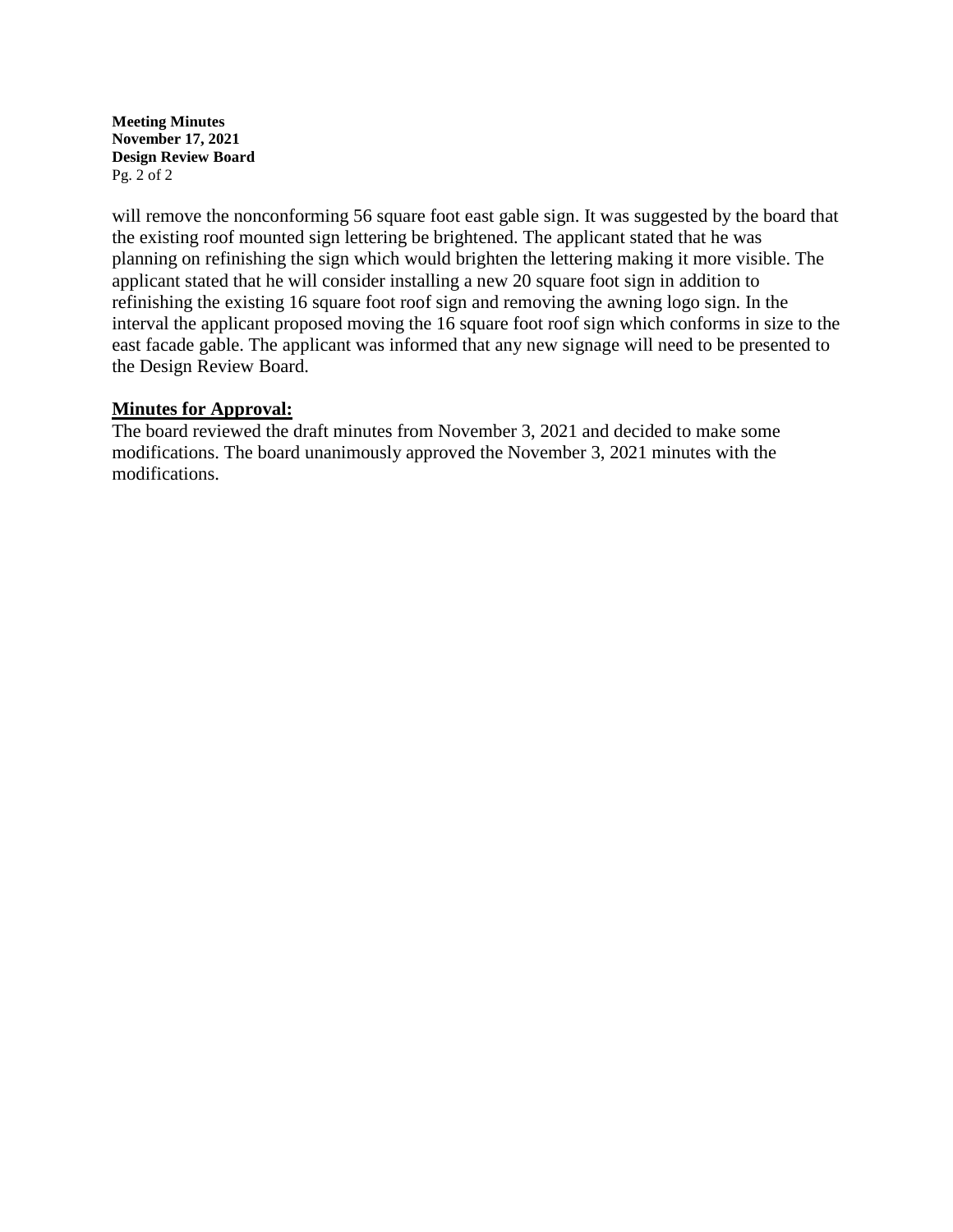will remove the nonconforming 56 square foot east gable sign. It was suggested by the board that the existing roof mounted sign lettering be brightened. The applicant stated that he was planning on refinishing the sign which would brighten the lettering making it more visible. The applicant stated that he will consider installing a new 20 square foot sign in addition to refinishing the existing 16 square foot roof sign and removing the awning logo sign. In the interval the applicant proposed moving the 16 square foot roof sign which conforms in size to the east facade gable. The applicant was informed that any new signage will need to be presented to the Design Review Board.

## Minutes for Approval:

The board reviewed the draft minutes from November 3, 2021 and decided to make some modifications. The board unanimously approved the November 3, 2021 minutes with the modifications.